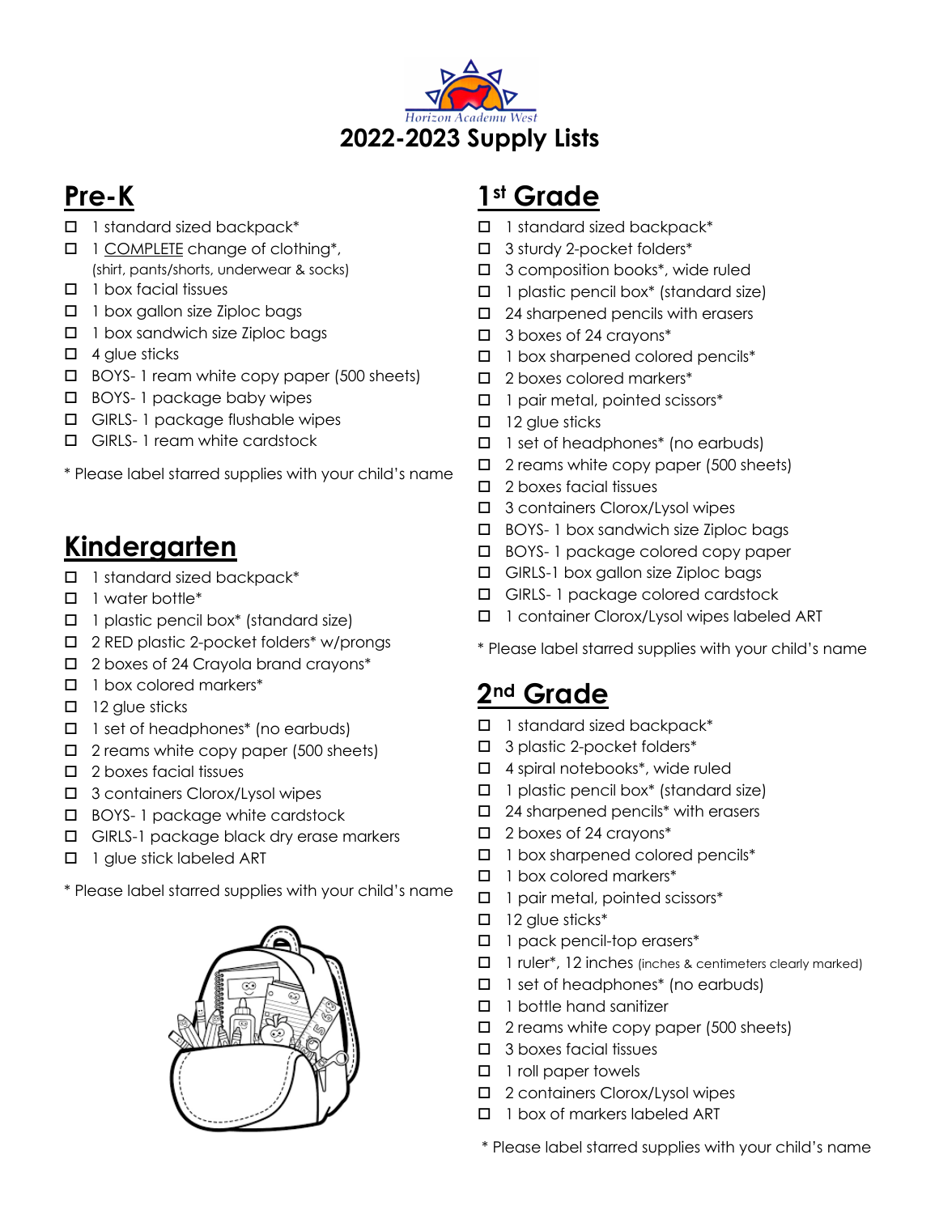Horizon Academy West

# 2022-2023 Supply Lists

## Pre-K

- ☐ 1 standard sized backpack*
- ☐ 1 COMPLETE change of clothing*, (shirt, pants/shorts, underwear & socks)
- ☐ 1 box facial tissues
- ☐ 1 box gallon size Ziploc bags
- ☐ 1 box sandwich size Ziploc bags
- ☐ 4 glue sticks
- ☐ BOYS- 1 ream white copy paper (500 sheets)
- ☐ BOYS- 1 package baby wipes
- ☐ GIRLS- 1 package flushable wipes
- ☐ GIRLS- 1 ream white cardstock

* Please label starred supplies with your child's name

## Kindergarten

- ☐ 1 standard sized backpack*
- ☐ 1 water bottle*
- ☐ 1 plastic pencil box* (standard size)
- ☐ 2 RED plastic 2-pocket folders* w/prongs
- ☐ 2 boxes of 24 Crayola brand crayons*
- ☐ 1 box colored markers*
- ☐ 12 glue sticks
- ☐ 1 set of headphones* (no earbuds)
- ☐ 2 reams white copy paper (500 sheets)
- ☐ 2 boxes facial tissues
- ☐ 3 containers Clorox/Lysol wipes
- ☐ BOYS- 1 package white cardstock
- ☐ GIRLS-1 package black dry erase markers
- ☐ 1 glue stick labeled ART

* Please label starred supplies with your child's name

## 1st Grade

- ☐ 1 standard sized backpack*
- ☐ 3 sturdy 2-pocket folders*
- ☐ 3 composition books*, wide ruled
- ☐ 1 plastic pencil box* (standard size)
- ☐ 24 sharpened pencils with erasers
- ☐ 3 boxes of 24 crayons*
- ☐ 1 box sharpened colored pencils*
- ☐ 2 boxes colored markers*
- ☐ 1 pair metal, pointed scissors*
- ☐ 12 glue sticks
- ☐ 1 set of headphones* (no earbuds)
- ☐ 2 reams white copy paper (500 sheets)
- ☐ 2 boxes facial tissues
- ☐ 3 containers Clorox/Lysol wipes
- ☐ BOYS- 1 box sandwich size Ziploc bags
- ☐ BOYS- 1 package colored copy paper
- ☐ GIRLS-1 box gallon size Ziploc bags
- ☐ GIRLS- 1 package colored cardstock
- ☐ 1 container Clorox/Lysol wipes labeled ART

* Please label starred supplies with your child's name

## 2nd Grade

- ☐ 1 standard sized backpack*
- ☐ 3 plastic 2-pocket folders*
- ☐ 4 spiral notebooks*, wide ruled
- ☐ 1 plastic pencil box* (standard size)
- ☐ 24 sharpened pencils* with erasers
- ☐ 2 boxes of 24 crayons*
- ☐ 1 box sharpened colored pencils*
- ☐ 1 box colored markers*
- ☐ 1 pair metal, pointed scissors*
- ☐ 12 glue sticks*
- ☐ 1 pack pencil-top erasers*
- ☐ 1 ruler*, 12 inches (inches & centimeters clearly marked)
- ☐ 1 set of headphones* (no earbuds)
- ☐ 1 bottle hand sanitizer
- ☐ 2 reams white copy paper (500 sheets)
- ☐ 3 boxes facial tissues
- ☐ 1 roll paper towels
- ☐ 2 containers Clorox/Lysol wipes
- ☐ 1 box of markers labeled ART

* Please label starred supplies with your child's name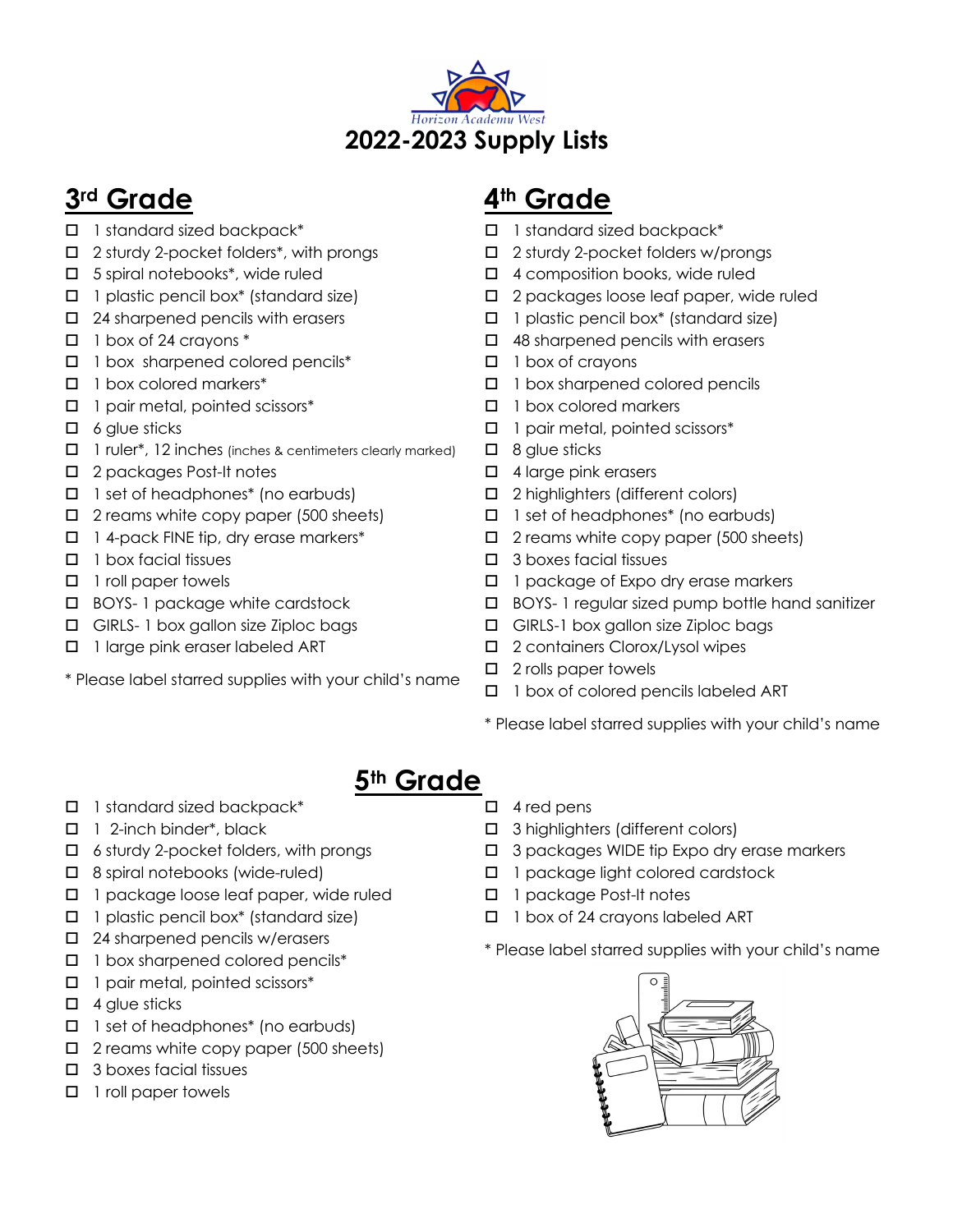Horizon Academy West

# 2022-2023 Supply Lists

## 3rd Grade

- ☐ 1 standard sized backpack*
- ☐ 2 sturdy 2-pocket folders*, with prongs
- ☐ 5 spiral notebooks*, wide ruled
- ☐ 1 plastic pencil box* (standard size)
- ☐ 24 sharpened pencils with erasers
- ☐ 1 box of 24 crayons *
- ☐ 1 box sharpened colored pencils*
- ☐ 1 box colored markers*
- ☐ 1 pair metal, pointed scissors*
- ☐ 6 glue sticks
- ☐ 1 ruler*, 12 inches (inches & centimeters clearly marked)
- ☐ 2 packages Post-It notes
- ☐ 1 set of headphones* (no earbuds)
- ☐ 2 reams white copy paper (500 sheets)
- ☐ 1 4-pack FINE tip, dry erase markers*
- ☐ 1 box facial tissues
- ☐ 1 roll paper towels
- ☐ BOYS- 1 package white cardstock
- ☐ GIRLS- 1 box gallon size Ziploc bags
- ☐ 1 large pink eraser labeled ART

* Please label starred supplies with your child's name

## 4th Grade

- ☐ 1 standard sized backpack*
- ☐ 2 sturdy 2-pocket folders w/prongs
- ☐ 4 composition books, wide ruled
- ☐ 2 packages loose leaf paper, wide ruled
- ☐ 1 plastic pencil box* (standard size)
- ☐ 48 sharpened pencils with erasers
- ☐ 1 box of crayons
- ☐ 1 box sharpened colored pencils
- ☐ 1 box colored markers
- ☐ 1 pair metal, pointed scissors*
- ☐ 8 glue sticks
- ☐ 4 large pink erasers
- ☐ 2 highlighters (different colors)
- ☐ 1 set of headphones* (no earbuds)
- ☐ 2 reams white copy paper (500 sheets)
- ☐ 3 boxes facial tissues
- ☐ 1 package of Expo dry erase markers
- ☐ BOYS- 1 regular sized pump bottle hand sanitizer
- ☐ GIRLS-1 box gallon size Ziploc bags
- ☐ 2 containers Clorox/Lysol wipes
- ☐ 2 rolls paper towels
- ☐ 1 box of colored pencils labeled ART

* Please label starred supplies with your child's name

## 5th Grade

- ☐ 1 standard sized backpack*
- ☐ 1 2-inch binder*, black
- ☐ 6 sturdy 2-pocket folders, with prongs
- ☐ 8 spiral notebooks (wide-ruled)
- ☐ 1 package loose leaf paper, wide ruled
- ☐ 1 plastic pencil box* (standard size)
- ☐ 24 sharpened pencils w/erasers
- ☐ 1 box sharpened colored pencils*
- ☐ 1 pair metal, pointed scissors*
- ☐ 4 glue sticks
- ☐ 1 set of headphones* (no earbuds)
- ☐ 2 reams white copy paper (500 sheets)
- ☐ 3 boxes facial tissues
- ☐ 1 roll paper towels
- ☐ 4 red pens
- ☐ 3 highlighters (different colors)
- ☐ 3 packages WIDE tip Expo dry erase markers
- ☐ 1 package light colored cardstock
- ☐ 1 package Post-It notes
- ☐ 1 box of 24 crayons labeled ART

* Please label starred supplies with your child's name